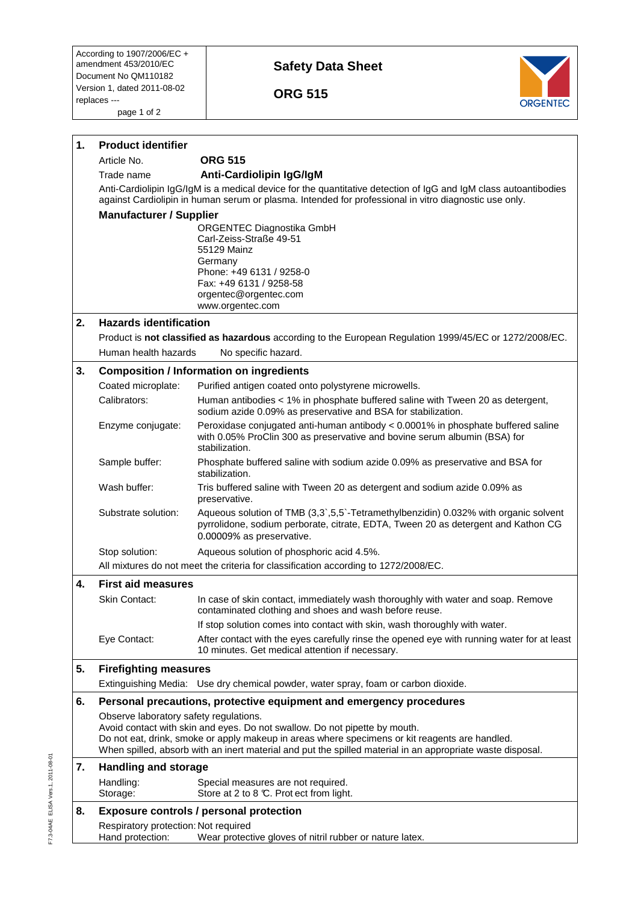| According to 1907/2006/EC + amendment 453/2010/EC<br>Document No QM110182<br>Version 1, dated 2011-08-02<br>replaces ---<br>page 1 of 2 | **Safety Data Sheet**<br><br>**ORG 515** | ORGENTEC |
|---|---|---|

## 1. Product identifier

Article No. **ORG 515**

Trade name **Anti-Cardiolipin IgG/IgM**

Anti-Cardiolipin IgG/IgM is a medical device for the quantitative detection of IgG and IgM class autoantibodies against Cardiolipin in human serum or plasma. Intended for professional in vitro diagnostic use only.

**Manufacturer / Supplier**

ORGENTEC Diagnostika GmbH
Carl-Zeiss-Straße 49-51
55129 Mainz
Germany
Phone: +49 6131 / 9258-0
Fax: +49 6131 / 9258-58
orgentec@orgentec.com
www.orgentec.com

## 2. Hazards identification

Product is **not classified as hazardous** according to the European Regulation 1999/45/EC or 1272/2008/EC.

Human health hazards No specific hazard.

## 3. Composition / Information on ingredients

| | |
|---|---|
| Coated microplate: | Purified antigen coated onto polystyrene microwells. |
| Calibrators: | Human antibodies < 1% in phosphate buffered saline with Tween 20 as detergent, sodium azide 0.09% as preservative and BSA for stabilization. |
| Enzyme conjugate: | Peroxidase conjugated anti-human antibody < 0.0001% in phosphate buffered saline with 0.05% ProClin 300 as preservative and bovine serum albumin (BSA) for stabilization. |
| Sample buffer: | Phosphate buffered saline with sodium azide 0.09% as preservative and BSA for stabilization. |
| Wash buffer: | Tris buffered saline with Tween 20 as detergent and sodium azide 0.09% as preservative. |
| Substrate solution: | Aqueous solution of TMB (3,3`,5,5`-Tetramethylbenzidin) 0.032% with organic solvent pyrrolidone, sodium perborate, citrate, EDTA, Tween 20 as detergent and Kathon CG 0.00009% as preservative. |
| Stop solution: | Aqueous solution of phosphoric acid 4.5%. |

All mixtures do not meet the criteria for classification according to 1272/2008/EC.

## 4. First aid measures

| | |
|---|---|
| Skin Contact: | In case of skin contact, immediately wash thoroughly with water and soap. Remove contaminated clothing and shoes and wash before reuse. |
| | If stop solution comes into contact with skin, wash thoroughly with water. |
| Eye Contact: | After contact with the eyes carefully rinse the opened eye with running water for at least 10 minutes. Get medical attention if necessary. |

## 5. Firefighting measures

Extinguishing Media: Use dry chemical powder, water spray, foam or carbon dioxide.

## 6. Personal precautions, protective equipment and emergency procedures

Observe laboratory safety regulations.
Avoid contact with skin and eyes. Do not swallow. Do not pipette by mouth.
Do not eat, drink, smoke or apply makeup in areas where specimens or kit reagents are handled.
When spilled, absorb with an inert material and put the spilled material in an appropriate waste disposal.

## 7. Handling and storage

Handling: Special measures are not required.
Storage: Store at 2 to 8 °C. Protect from light.

## 8. Exposure controls / personal protection

Respiratory protection: Not required
Hand protection: Wear protective gloves of nitril rubber or nature latex.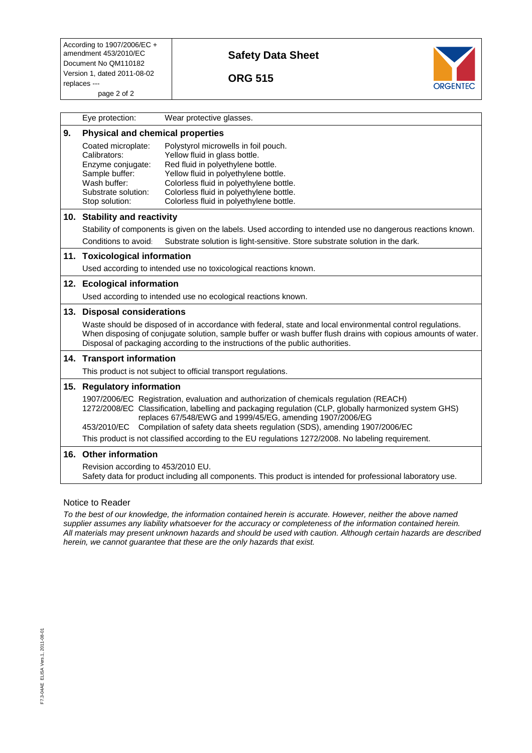Eye protection: Wear protective glasses.

## 9. Physical and chemical properties

| | |
|---|---|
| Coated microplate: | Polystyrol microwells in foil pouch. |
| Calibrators: | Yellow fluid in glass bottle. |
| Enzyme conjugate: | Red fluid in polyethylene bottle. |
| Sample buffer: | Yellow fluid in polyethylene bottle. |
| Wash buffer: | Colorless fluid in polyethylene bottle. |
| Substrate solution: | Colorless fluid in polyethylene bottle. |
| Stop solution: | Colorless fluid in polyethylene bottle. |

## 10. Stability and reactivity

Stability of components is given on the labels. Used according to intended use no dangerous reactions known.

Conditions to avoid: Substrate solution is light-sensitive. Store substrate solution in the dark.

## 11. Toxicological information

Used according to intended use no toxicological reactions known.

## 12. Ecological information

Used according to intended use no ecological reactions known.

## 13. Disposal considerations

Waste should be disposed of in accordance with federal, state and local environmental control regulations. When disposing of conjugate solution, sample buffer or wash buffer flush drains with copious amounts of water. Disposal of packaging according to the instructions of the public authorities.

## 14. Transport information

This product is not subject to official transport regulations.

## 15. Regulatory information

1907/2006/EC Registration, evaluation and authorization of chemicals regulation (REACH)

1272/2008/EC Classification, labelling and packaging regulation (CLP, globally harmonized system GHS) replaces 67/548/EWG and 1999/45/EG, amending 1907/2006/EG

453/2010/EC Compilation of safety data sheets regulation (SDS), amending 1907/2006/EC

This product is not classified according to the EU regulations 1272/2008. No labeling requirement.

## 16. Other information

Revision according to 453/2010 EU.

Safety data for product including all components. This product is intended for professional laboratory use.

Notice to Reader

*To the best of our knowledge, the information contained herein is accurate. However, neither the above named supplier assumes any liability whatsoever for the accuracy or completeness of the information contained herein. All materials may present unknown hazards and should be used with caution. Although certain hazards are described herein, we cannot guarantee that these are the only hazards that exist.*